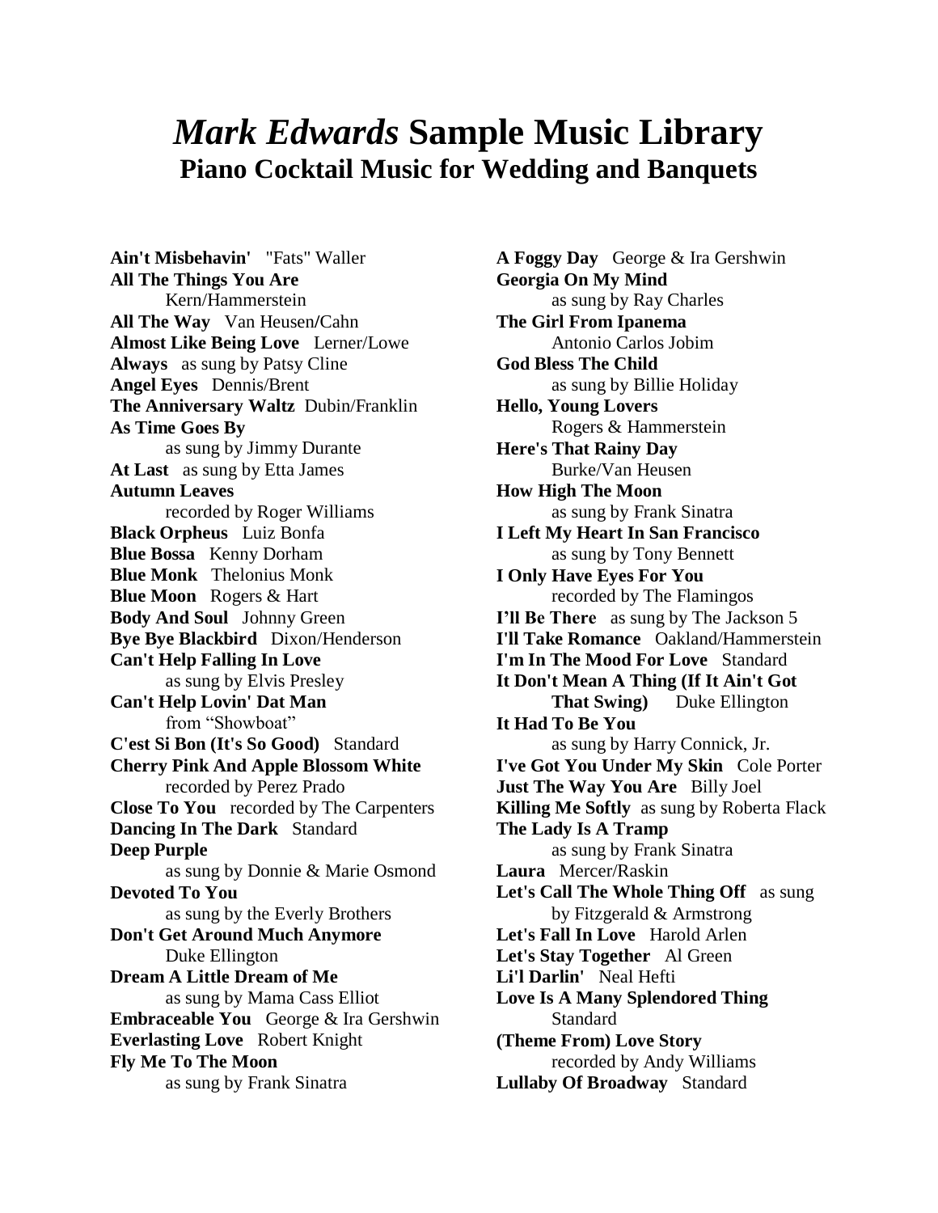# *Mark Edwards* Sample Music Library
## Piano Cocktail Music for Wedding and Banquets

**Ain't Misbehavin'** "Fats" Waller
**All The Things You Are** Kern/Hammerstein
**All The Way** Van Heusen/Cahn
**Almost Like Being Love** Lerner/Lowe
**Always** as sung by Patsy Cline
**Angel Eyes** Dennis/Brent
**The Anniversary Waltz** Dubin/Franklin
**As Time Goes By** as sung by Jimmy Durante
**At Last** as sung by Etta James
**Autumn Leaves** recorded by Roger Williams
**Black Orpheus** Luiz Bonfa
**Blue Bossa** Kenny Dorham
**Blue Monk** Thelonius Monk
**Blue Moon** Rogers & Hart
**Body And Soul** Johnny Green
**Bye Bye Blackbird** Dixon/Henderson
**Can't Help Falling In Love** as sung by Elvis Presley
**Can't Help Lovin' Dat Man** from "Showboat"
**C'est Si Bon (It's So Good)** Standard
**Cherry Pink And Apple Blossom White** recorded by Perez Prado
**Close To You** recorded by The Carpenters
**Dancing In The Dark** Standard
**Deep Purple** as sung by Donnie & Marie Osmond
**Devoted To You** as sung by the Everly Brothers
**Don't Get Around Much Anymore** Duke Ellington
**Dream A Little Dream of Me** as sung by Mama Cass Elliot
**Embraceable You** George & Ira Gershwin
**Everlasting Love** Robert Knight
**Fly Me To The Moon** as sung by Frank Sinatra
**A Foggy Day** George & Ira Gershwin
**Georgia On My Mind** as sung by Ray Charles
**The Girl From Ipanema** Antonio Carlos Jobim
**God Bless The Child** as sung by Billie Holiday
**Hello, Young Lovers** Rogers & Hammerstein
**Here's That Rainy Day** Burke/Van Heusen
**How High The Moon** as sung by Frank Sinatra
**I Left My Heart In San Francisco** as sung by Tony Bennett
**I Only Have Eyes For You** recorded by The Flamingos
**I'll Be There** as sung by The Jackson 5
**I'll Take Romance** Oakland/Hammerstein
**I'm In The Mood For Love** Standard
**It Don't Mean A Thing (If It Ain't Got That Swing)** Duke Ellington
**It Had To Be You** as sung by Harry Connick, Jr.
**I've Got You Under My Skin** Cole Porter
**Just The Way You Are** Billy Joel
**Killing Me Softly** as sung by Roberta Flack
**The Lady Is A Tramp** as sung by Frank Sinatra
**Laura** Mercer/Raskin
**Let's Call The Whole Thing Off** as sung by Fitzgerald & Armstrong
**Let's Fall In Love** Harold Arlen
**Let's Stay Together** Al Green
**Li'l Darlin'** Neal Hefti
**Love Is A Many Splendored Thing** Standard
**(Theme From) Love Story** recorded by Andy Williams
**Lullaby Of Broadway** Standard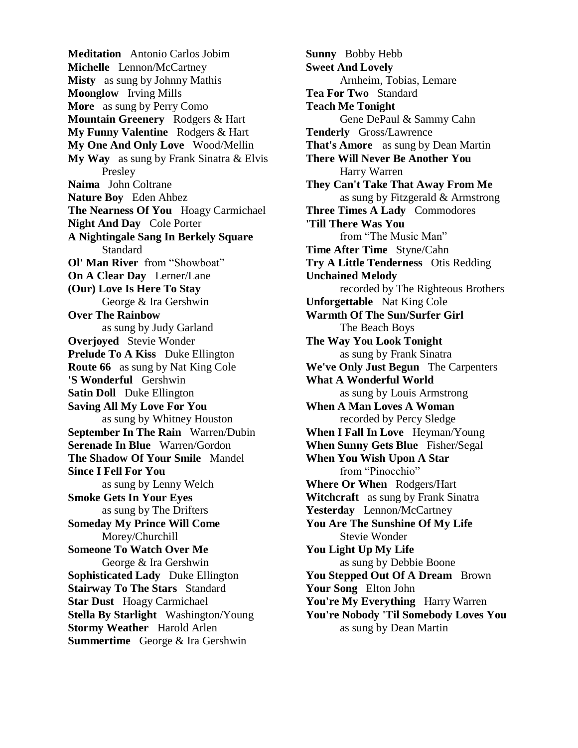**Meditation** Antonio Carlos Jobim
**Michelle** Lennon/McCartney
**Misty** as sung by Johnny Mathis
**Moonglow** Irving Mills
**More** as sung by Perry Como
**Mountain Greenery** Rodgers & Hart
**My Funny Valentine** Rodgers & Hart
**My One And Only Love** Wood/Mellin
**My Way** as sung by Frank Sinatra & Elvis Presley
**Naima** John Coltrane
**Nature Boy** Eden Ahbez
**The Nearness Of You** Hoagy Carmichael
**Night And Day** Cole Porter
**A Nightingale Sang In Berkely Square** Standard
**Ol' Man River** from "Showboat"
**On A Clear Day** Lerner/Lane
**(Our) Love Is Here To Stay** George & Ira Gershwin
**Over The Rainbow** as sung by Judy Garland
**Overjoyed** Stevie Wonder
**Prelude To A Kiss** Duke Ellington
**Route 66** as sung by Nat King Cole
**'S Wonderful** Gershwin
**Satin Doll** Duke Ellington
**Saving All My Love For You** as sung by Whitney Houston
**September In The Rain** Warren/Dubin
**Serenade In Blue** Warren/Gordon
**The Shadow Of Your Smile** Mandel
**Since I Fell For You** as sung by Lenny Welch
**Smoke Gets In Your Eyes** as sung by The Drifters
**Someday My Prince Will Come** Morey/Churchill
**Someone To Watch Over Me** George & Ira Gershwin
**Sophisticated Lady** Duke Ellington
**Stairway To The Stars** Standard
**Star Dust** Hoagy Carmichael
**Stella By Starlight** Washington/Young
**Stormy Weather** Harold Arlen
**Summertime** George & Ira Gershwin
**Sunny** Bobby Hebb
**Sweet And Lovely** Arnheim, Tobias, Lemare
**Tea For Two** Standard
**Teach Me Tonight** Gene DePaul & Sammy Cahn
**Tenderly** Gross/Lawrence
**That's Amore** as sung by Dean Martin
**There Will Never Be Another You** Harry Warren
**They Can't Take That Away From Me** as sung by Fitzgerald & Armstrong
**Three Times A Lady** Commodores
**'Till There Was You** from "The Music Man"
**Time After Time** Styne/Cahn
**Try A Little Tenderness** Otis Redding
**Unchained Melody** recorded by The Righteous Brothers
**Unforgettable** Nat King Cole
**Warmth Of The Sun/Surfer Girl** The Beach Boys
**The Way You Look Tonight** as sung by Frank Sinatra
**We've Only Just Begun** The Carpenters
**What A Wonderful World** as sung by Louis Armstrong
**When A Man Loves A Woman** recorded by Percy Sledge
**When I Fall In Love** Heyman/Young
**When Sunny Gets Blue** Fisher/Segal
**When You Wish Upon A Star** from "Pinocchio"
**Where Or When** Rodgers/Hart
**Witchcraft** as sung by Frank Sinatra
**Yesterday** Lennon/McCartney
**You Are The Sunshine Of My Life** Stevie Wonder
**You Light Up My Life** as sung by Debbie Boone
**You Stepped Out Of A Dream** Brown
**Your Song** Elton John
**You're My Everything** Harry Warren
**You're Nobody 'Til Somebody Loves You** as sung by Dean Martin